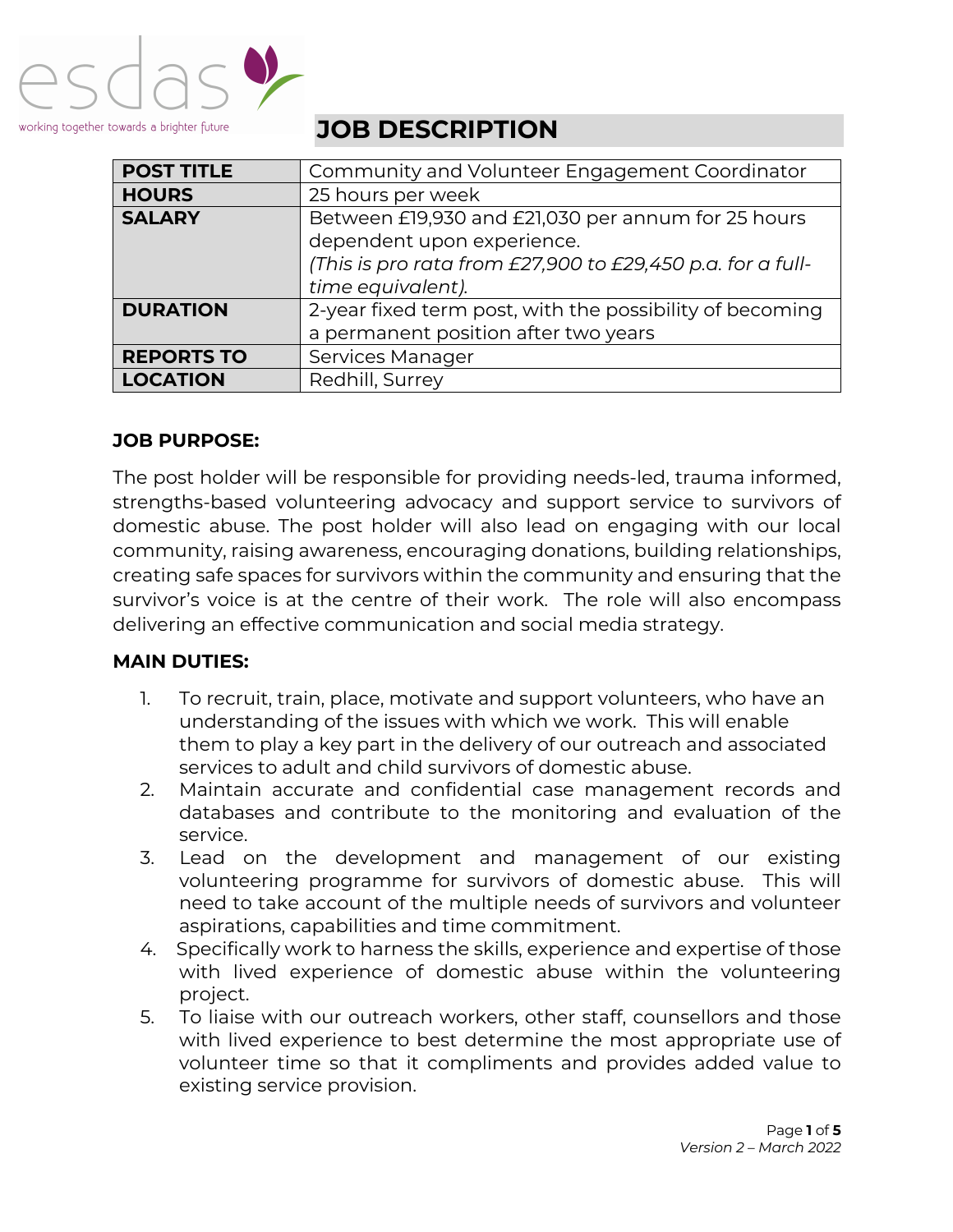esdas

working together towards a brighter future

# JOB DESCRIPTION

| | |
|---|---|
| **POST TITLE** | Community and Volunteer Engagement Coordinator |
| **HOURS** | 25 hours per week |
| **SALARY** | Between £19,930 and £21,030 per annum for 25 hours dependent upon experience. *(This is pro rata from £27,900 to £29,450 p.a. for a full-time equivalent).* |
| **DURATION** | 2-year fixed term post, with the possibility of becoming a permanent position after two years |
| **REPORTS TO** | Services Manager |
| **LOCATION** | Redhill, Surrey |

**JOB PURPOSE:**

The post holder will be responsible for providing needs-led, trauma informed, strengths-based volunteering advocacy and support service to survivors of domestic abuse. The post holder will also lead on engaging with our local community, raising awareness, encouraging donations, building relationships, creating safe spaces for survivors within the community and ensuring that the survivor's voice is at the centre of their work. The role will also encompass delivering an effective communication and social media strategy.

**MAIN DUTIES:**

1. To recruit, train, place, motivate and support volunteers, who have an understanding of the issues with which we work. This will enable them to play a key part in the delivery of our outreach and associated services to adult and child survivors of domestic abuse.
2. Maintain accurate and confidential case management records and databases and contribute to the monitoring and evaluation of the service.
3. Lead on the development and management of our existing volunteering programme for survivors of domestic abuse. This will need to take account of the multiple needs of survivors and volunteer aspirations, capabilities and time commitment.
4. Specifically work to harness the skills, experience and expertise of those with lived experience of domestic abuse within the volunteering project.
5. To liaise with our outreach workers, other staff, counsellors and those with lived experience to best determine the most appropriate use of volunteer time so that it compliments and provides added value to existing service provision.

*Version 2 – March 2022*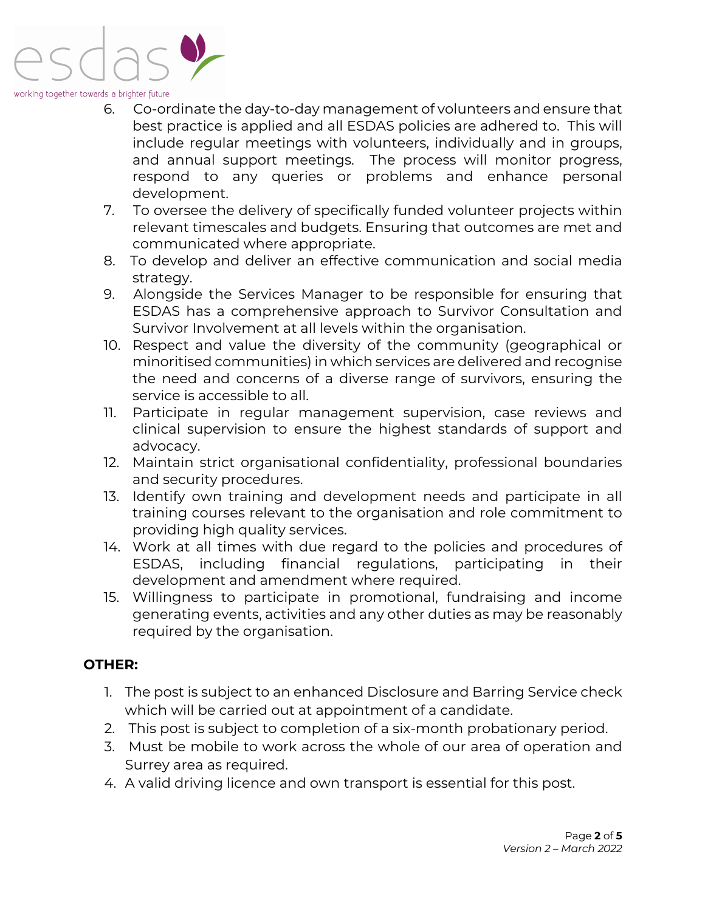6. Co-ordinate the day-to-day management of volunteers and ensure that best practice is applied and all ESDAS policies are adhered to. This will include regular meetings with volunteers, individually and in groups, and annual support meetings. The process will monitor progress, respond to any queries or problems and enhance personal development.
7. To oversee the delivery of specifically funded volunteer projects within relevant timescales and budgets. Ensuring that outcomes are met and communicated where appropriate.
8. To develop and deliver an effective communication and social media strategy.
9. Alongside the Services Manager to be responsible for ensuring that ESDAS has a comprehensive approach to Survivor Consultation and Survivor Involvement at all levels within the organisation.
10. Respect and value the diversity of the community (geographical or minoritised communities) in which services are delivered and recognise the need and concerns of a diverse range of survivors, ensuring the service is accessible to all.
11. Participate in regular management supervision, case reviews and clinical supervision to ensure the highest standards of support and advocacy.
12. Maintain strict organisational confidentiality, professional boundaries and security procedures.
13. Identify own training and development needs and participate in all training courses relevant to the organisation and role commitment to providing high quality services.
14. Work at all times with due regard to the policies and procedures of ESDAS, including financial regulations, participating in their development and amendment where required.
15. Willingness to participate in promotional, fundraising and income generating events, activities and any other duties as may be reasonably required by the organisation.

**OTHER:**

1. The post is subject to an enhanced Disclosure and Barring Service check which will be carried out at appointment of a candidate.
2. This post is subject to completion of a six-month probationary period.
3. Must be mobile to work across the whole of our area of operation and Surrey area as required.
4. A valid driving licence and own transport is essential for this post.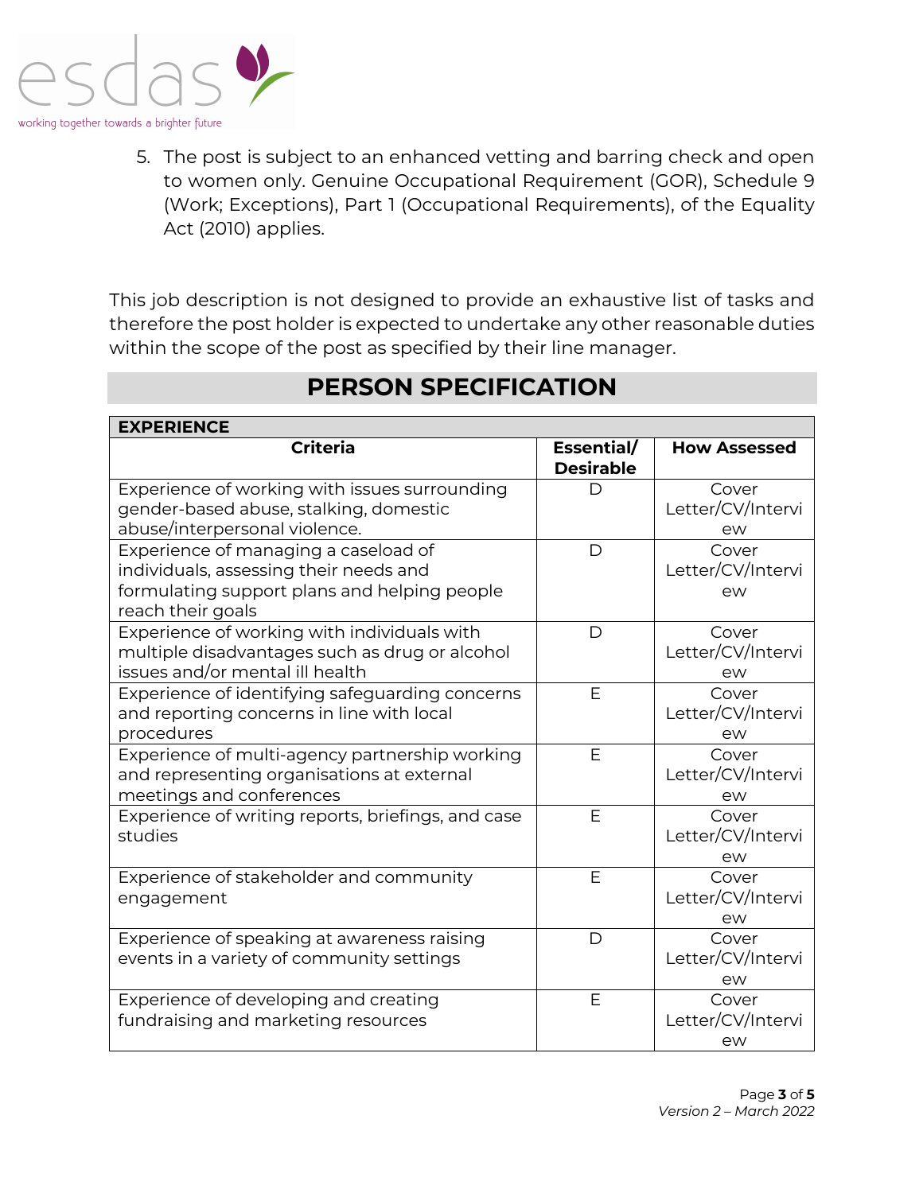5. The post is subject to an enhanced vetting and barring check and open to women only. Genuine Occupational Requirement (GOR), Schedule 9 (Work; Exceptions), Part 1 (Occupational Requirements), of the Equality Act (2010) applies.

This job description is not designed to provide an exhaustive list of tasks and therefore the post holder is expected to undertake any other reasonable duties within the scope of the post as specified by their line manager.

## PERSON SPECIFICATION

| **EXPERIENCE** | | |
|---|---|---|
| **Criteria** | **Essential/ Desirable** | **How Assessed** |
| Experience of working with issues surrounding gender-based abuse, stalking, domestic abuse/interpersonal violence. | D | Cover Letter/CV/Interview |
| Experience of managing a caseload of individuals, assessing their needs and formulating support plans and helping people reach their goals | D | Cover Letter/CV/Interview |
| Experience of working with individuals with multiple disadvantages such as drug or alcohol issues and/or mental ill health | D | Cover Letter/CV/Interview |
| Experience of identifying safeguarding concerns and reporting concerns in line with local procedures | E | Cover Letter/CV/Interview |
| Experience of multi-agency partnership working and representing organisations at external meetings and conferences | E | Cover Letter/CV/Interview |
| Experience of writing reports, briefings, and case studies | E | Cover Letter/CV/Interview |
| Experience of stakeholder and community engagement | E | Cover Letter/CV/Interview |
| Experience of speaking at awareness raising events in a variety of community settings | D | Cover Letter/CV/Interview |
| Experience of developing and creating fundraising and marketing resources | E | Cover Letter/CV/Interview |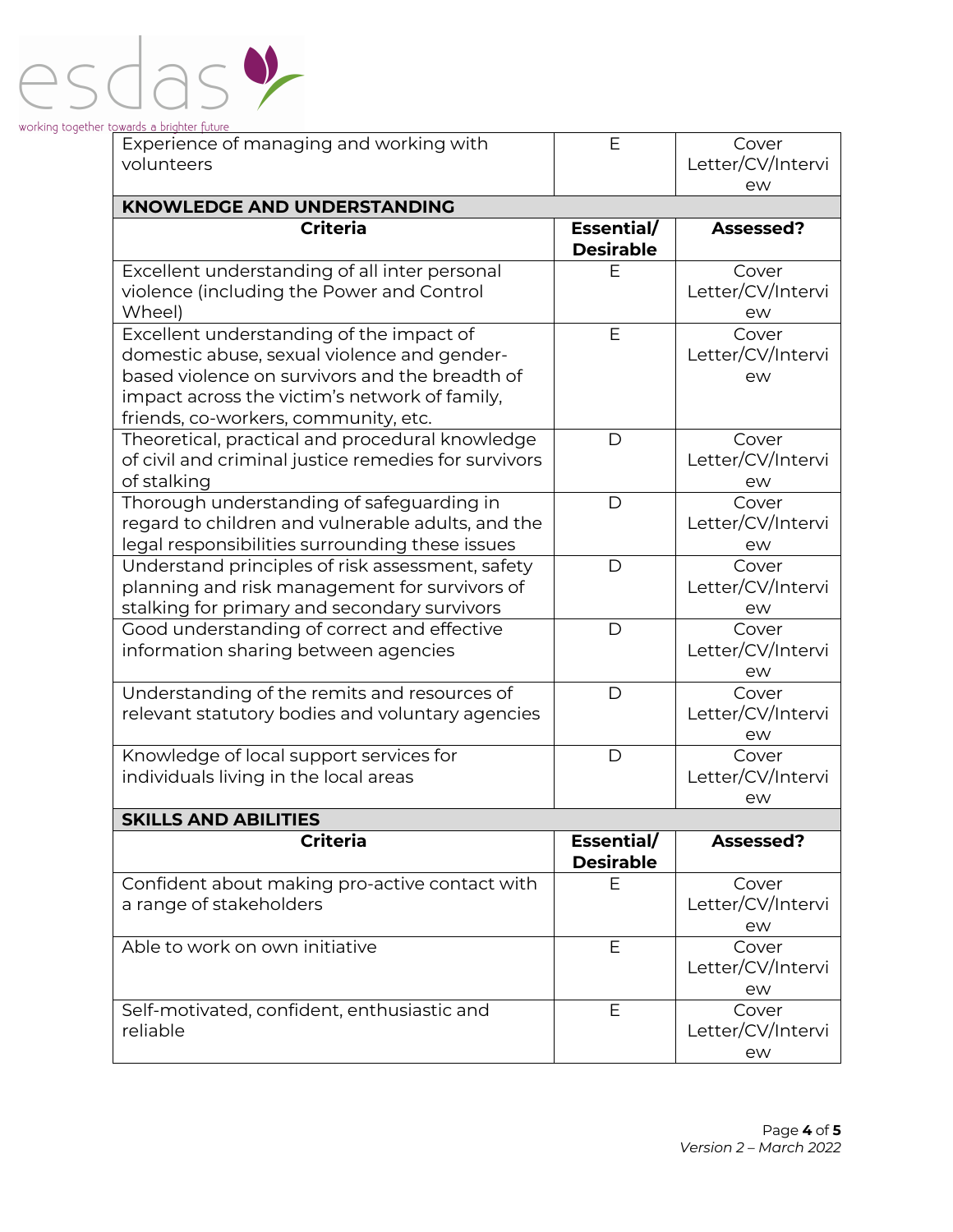| Experience of managing and working with volunteers | E | Cover Letter/CV/Interview |
|---|---|---|
| **KNOWLEDGE AND UNDERSTANDING** | | |
| **Criteria** | **Essential/ Desirable** | **Assessed?** |
| Excellent understanding of all inter personal violence (including the Power and Control Wheel) | E | Cover Letter/CV/Interview |
| Excellent understanding of the impact of domestic abuse, sexual violence and gender-based violence on survivors and the breadth of impact across the victim's network of family, friends, co-workers, community, etc. | E | Cover Letter/CV/Interview |
| Theoretical, practical and procedural knowledge of civil and criminal justice remedies for survivors of stalking | D | Cover Letter/CV/Interview |
| Thorough understanding of safeguarding in regard to children and vulnerable adults, and the legal responsibilities surrounding these issues | D | Cover Letter/CV/Interview |
| Understand principles of risk assessment, safety planning and risk management for survivors of stalking for primary and secondary survivors | D | Cover Letter/CV/Interview |
| Good understanding of correct and effective information sharing between agencies | D | Cover Letter/CV/Interview |
| Understanding of the remits and resources of relevant statutory bodies and voluntary agencies | D | Cover Letter/CV/Interview |
| Knowledge of local support services for individuals living in the local areas | D | Cover Letter/CV/Interview |
| **SKILLS AND ABILITIES** | | |
| **Criteria** | **Essential/ Desirable** | **Assessed?** |
| Confident about making pro-active contact with a range of stakeholders | E | Cover Letter/CV/Interview |
| Able to work on own initiative | E | Cover Letter/CV/Interview |
| Self-motivated, confident, enthusiastic and reliable | E | Cover Letter/CV/Interview |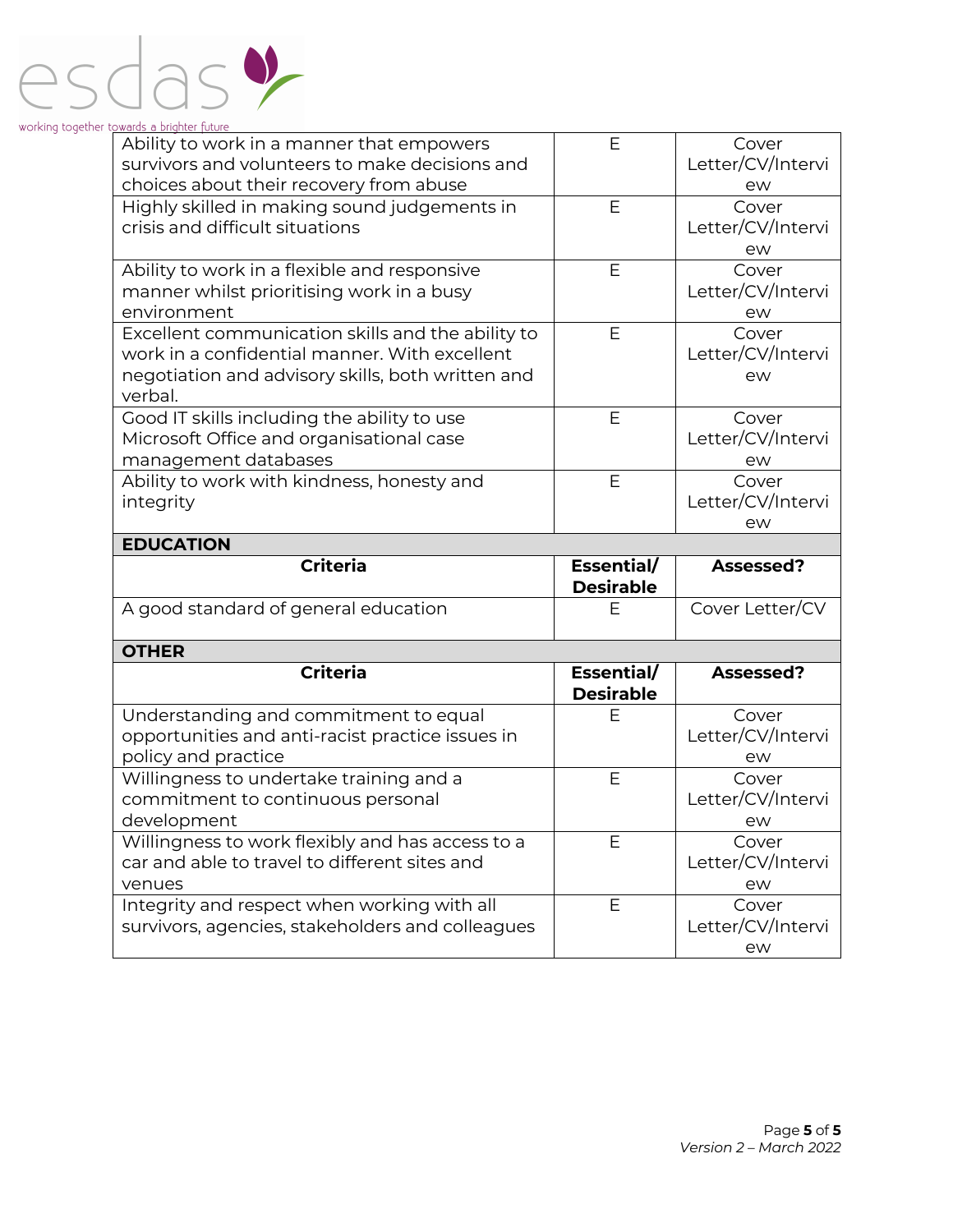| | | |
|---|---|---|
| Ability to work in a manner that empowers survivors and volunteers to make decisions and choices about their recovery from abuse | E | Cover Letter/CV/Interview |
| Highly skilled in making sound judgements in crisis and difficult situations | E | Cover Letter/CV/Interview |
| Ability to work in a flexible and responsive manner whilst prioritising work in a busy environment | E | Cover Letter/CV/Interview |
| Excellent communication skills and the ability to work in a confidential manner. With excellent negotiation and advisory skills, both written and verbal. | E | Cover Letter/CV/Interview |
| Good IT skills including the ability to use Microsoft Office and organisational case management databases | E | Cover Letter/CV/Interview |
| Ability to work with kindness, honesty and integrity | E | Cover Letter/CV/Interview |

**EDUCATION**

| Criteria | Essential/ Desirable | Assessed? |
|---|---|---|
| A good standard of general education | E | Cover Letter/CV |

**OTHER**

| Criteria | Essential/ Desirable | Assessed? |
|---|---|---|
| Understanding and commitment to equal opportunities and anti-racist practice issues in policy and practice | E | Cover Letter/CV/Interview |
| Willingness to undertake training and a commitment to continuous personal development | E | Cover Letter/CV/Interview |
| Willingness to work flexibly and has access to a car and able to travel to different sites and venues | E | Cover Letter/CV/Interview |
| Integrity and respect when working with all survivors, agencies, stakeholders and colleagues | E | Cover Letter/CV/Interview |

*Version 2 – March 2022*